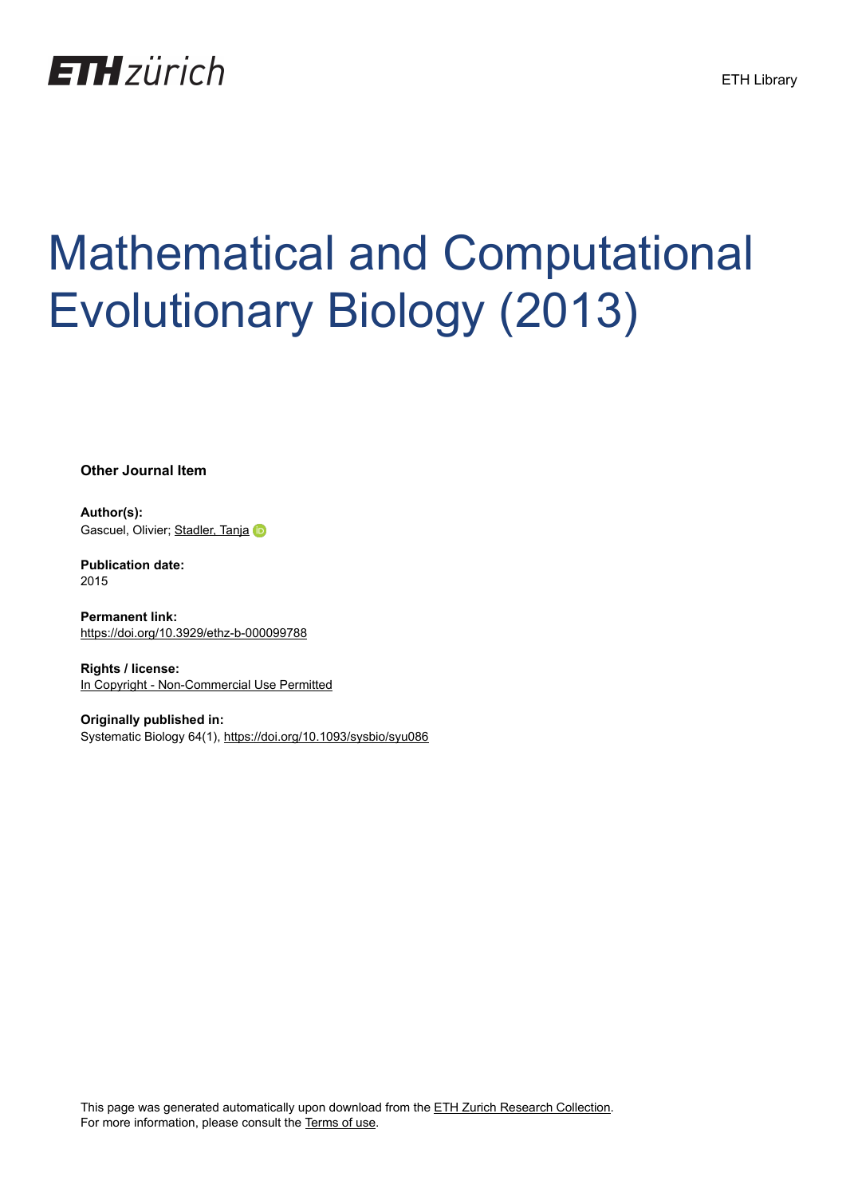ETH zürich

ETH Library

# Mathematical and Computational Evolutionary Biology (2013)

**Other Journal Item**

**Author(s):**
Gascuel, Olivier; Stadler, Tanja

**Publication date:**
2015

**Permanent link:**
https://doi.org/10.3929/ethz-b-000099788

**Rights / license:**
In Copyright - Non-Commercial Use Permitted

**Originally published in:**
Systematic Biology 64(1), https://doi.org/10.1093/sysbio/syu086

This page was generated automatically upon download from the ETH Zurich Research Collection.
For more information, please consult the Terms of use.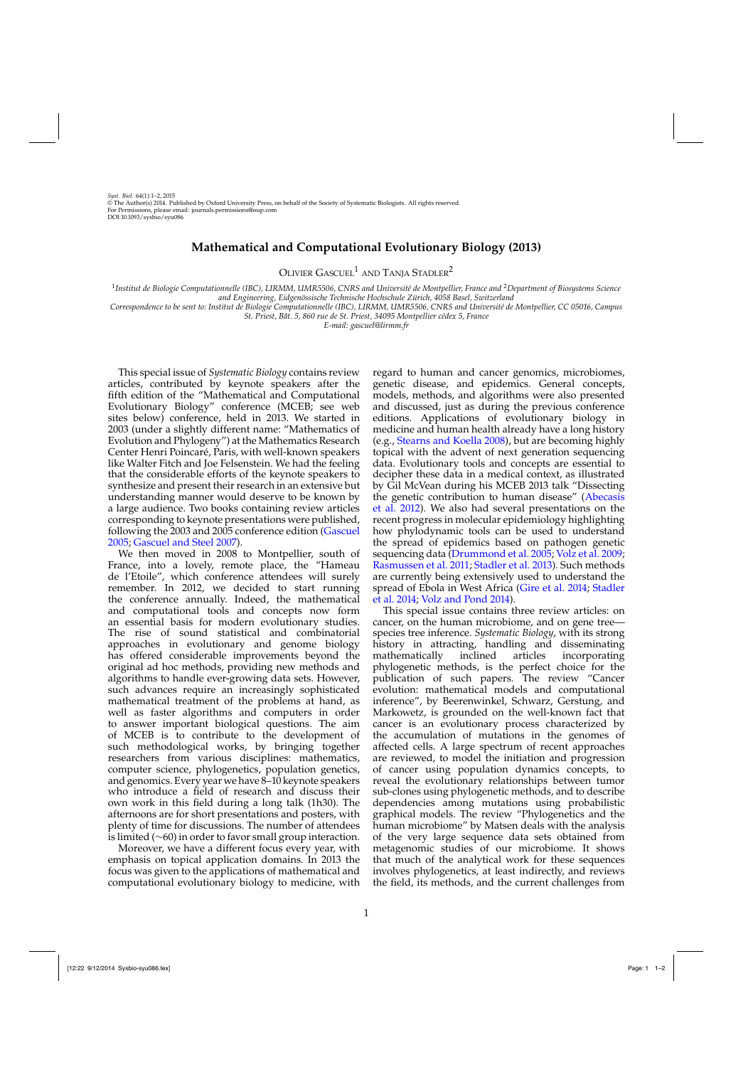*Syst. Biol.* 64(1):1–2, 2015
© The Author(s) 2014. Published by Oxford University Press, on behalf of the Society of Systematic Biologists. All rights reserved.
For Permissions, please email: journals.permissions@oup.com
DOI:10.1093/sysbio/syu086

# Mathematical and Computational Evolutionary Biology (2013)

Olivier Gascuel[1] and Tanja Stadler[2]

[1]*Institut de Biologie Computationnelle (IBC), LIRMM, UMR5506, CNRS and Université de Montpellier, France and* [2]*Department of Biosystems Science and Engineering, Eidgenössische Technische Hochschule Zürich, 4058 Basel, Switzerland*
*Correspondence to be sent to: Institut de Biologie Computationnelle (IBC), LIRMM, UMR5506, CNRS and Université de Montpellier, CC 05016, Campus St. Priest, Bât. 5, 860 rue de St. Priest, 34095 Montpellier cédex 5, France*
*E-mail: gascuel@lirmm.fr*

This special issue of *Systematic Biology* contains review articles, contributed by keynote speakers after the fifth edition of the "Mathematical and Computational Evolutionary Biology" conference (MCEB; see web sites below) conference, held in 2013. We started in 2003 (under a slightly different name: "Mathematics of Evolution and Phylogeny") at the Mathematics Research Center Henri Poincaré, Paris, with well-known speakers like Walter Fitch and Joe Felsenstein. We had the feeling that the considerable efforts of the keynote speakers to synthesize and present their research in an extensive but understanding manner would deserve to be known by a large audience. Two books containing review articles corresponding to keynote presentations were published, following the 2003 and 2005 conference edition (Gascuel 2005; Gascuel and Steel 2007).

We then moved in 2008 to Montpellier, south of France, into a lovely, remote place, the "Hameau de l'Etoile", which conference attendees will surely remember. In 2012, we decided to start running the conference annually. Indeed, the mathematical and computational tools and concepts now form an essential basis for modern evolutionary studies. The rise of sound statistical and combinatorial approaches in evolutionary and genome biology has offered considerable improvements beyond the original ad hoc methods, providing new methods and algorithms to handle ever-growing data sets. However, such advances require an increasingly sophisticated mathematical treatment of the problems at hand, as well as faster algorithms and computers in order to answer important biological questions. The aim of MCEB is to contribute to the development of such methodological works, by bringing together researchers from various disciplines: mathematics, computer science, phylogenetics, population genetics, and genomics. Every year we have 8–10 keynote speakers who introduce a field of research and discuss their own work in this field during a long talk (1h30). The afternoons are for short presentations and posters, with plenty of time for discussions. The number of attendees is limited (~60) in order to favor small group interaction.

Moreover, we have a different focus every year, with emphasis on topical application domains. In 2013 the focus was given to the applications of mathematical and computational evolutionary biology to medicine, with regard to human and cancer genomics, microbiomes, genetic disease, and epidemics. General concepts, models, methods, and algorithms were also presented and discussed, just as during the previous conference editions. Applications of evolutionary biology in medicine and human health already have a long history (e.g., Stearns and Koella 2008), but are becoming highly topical with the advent of next generation sequencing data. Evolutionary tools and concepts are essential to decipher these data in a medical context, as illustrated by Gil McVean during his MCEB 2013 talk "Dissecting the genetic contribution to human disease" (Abecasis et al. 2012). We also had several presentations on the recent progress in molecular epidemiology highlighting how phylodynamic tools can be used to understand the spread of epidemics based on pathogen genetic sequencing data (Drummond et al. 2005; Volz et al. 2009; Rasmussen et al. 2011; Stadler et al. 2013). Such methods are currently being extensively used to understand the spread of Ebola in West Africa (Gire et al. 2014; Stadler et al. 2014; Volz and Pond 2014).

This special issue contains three review articles: on cancer, on the human microbiome, and on gene tree—species tree inference. *Systematic Biology*, with its strong history in attracting, handling and disseminating mathematically inclined articles incorporating phylogenetic methods, is the perfect choice for the publication of such papers. The review "Cancer evolution: mathematical models and computational inference", by Beerenwinkel, Schwarz, Gerstung, and Markowetz, is grounded on the well-known fact that cancer is an evolutionary process characterized by the accumulation of mutations in the genomes of affected cells. A large spectrum of recent approaches are reviewed, to model the initiation and progression of cancer using population dynamics concepts, to reveal the evolutionary relationships between tumor sub-clones using phylogenetic methods, and to describe dependencies among mutations using probabilistic graphical models. The review "Phylogenetics and the human microbiome" by Matsen deals with the analysis of the very large sequence data sets obtained from metagenomic studies of our microbiome. It shows that much of the analytical work for these sequences involves phylogenetics, at least indirectly, and reviews the field, its methods, and the current challenges from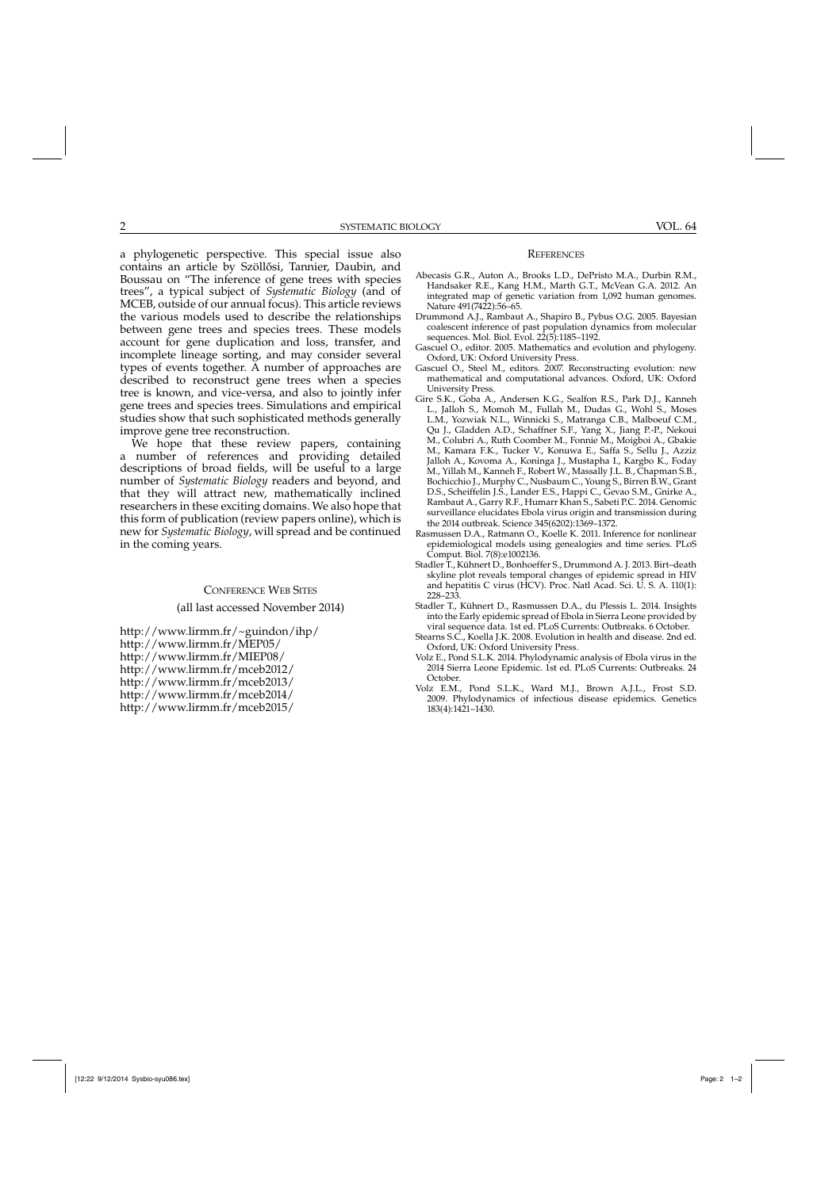a phylogenetic perspective. This special issue also contains an article by Szöllősi, Tannier, Daubin, and Boussau on "The inference of gene trees with species trees", a typical subject of *Systematic Biology* (and of MCEB, outside of our annual focus). This article reviews the various models used to describe the relationships between gene trees and species trees. These models account for gene duplication and loss, transfer, and incomplete lineage sorting, and may consider several types of events together. A number of approaches are described to reconstruct gene trees when a species tree is known, and vice-versa, and also to jointly infer gene trees and species trees. Simulations and empirical studies show that such sophisticated methods generally improve gene tree reconstruction.

We hope that these review papers, containing a number of references and providing detailed descriptions of broad fields, will be useful to a large number of *Systematic Biology* readers and beyond, and that they will attract new, mathematically inclined researchers in these exciting domains. We also hope that this form of publication (review papers online), which is new for *Systematic Biology*, will spread and be continued in the coming years.

## Conference Web Sites

(all last accessed November 2014)

http://www.lirmm.fr/~guindon/ihp/
http://www.lirmm.fr/MEP05/
http://www.lirmm.fr/MIEP08/
http://www.lirmm.fr/mceb2012/
http://www.lirmm.fr/mceb2013/
http://www.lirmm.fr/mceb2014/
http://www.lirmm.fr/mceb2015/

## References

Abecasis G.R., Auton A., Brooks L.D., DePristo M.A., Durbin R.M., Handsaker R.E., Kang H.M., Marth G.T., McVean G.A. 2012. An integrated map of genetic variation from 1,092 human genomes. Nature 491(7422):56–65.

Drummond A.J., Rambaut A., Shapiro B., Pybus O.G. 2005. Bayesian coalescent inference of past population dynamics from molecular sequences. Mol. Biol. Evol. 22(5):1185–1192.

Gascuel O., editor. 2005. Mathematics and evolution and phylogeny. Oxford, UK: Oxford University Press.

Gascuel O., Steel M., editors. 2007. Reconstructing evolution: new mathematical and computational advances. Oxford, UK: Oxford University Press.

Gire S.K., Goba A., Andersen K.G., Sealfon R.S., Park D.J., Kanneh L., Jalloh S., Momoh M., Fullah M., Dudas G., Wohl S., Moses L.M., Yozwiak N.L., Winnicki S., Matranga C.B., Malboeuf C.M., Qu J., Gladden A.D., Schaffner S.F., Yang X., Jiang P.-P., Nekoui M., Colubri A., Ruth Coomber M., Fonnie M., Moigboi A., Gbakie M., Kamara F.K., Tucker V., Konuwa E., Saffa S., Sellu J., Azziz Jalloh A., Kovoma A., Koninga J., Mustapha I., Kargbo K., Foday M., Yillah M., Kanneh F., Robert W., Massally J.L. B., Chapman S.B., Bochicchio J., Murphy C., Nusbaum C., Young S., Birren B.W., Grant D.S., Scheiffelin J.S., Lander E.S., Happi C., Gevao S.M., Gnirke A., Rambaut A., Garry R.F., Humarr Khan S., Sabeti P.C. 2014. Genomic surveillance elucidates Ebola virus origin and transmission during the 2014 outbreak. Science 345(6202):1369–1372.

Rasmussen D.A., Ratmann O., Koelle K. 2011. Inference for nonlinear epidemiological models using genealogies and time series. PLoS Comput. Biol. 7(8):e1002136.

Stadler T., Kühnert D., Bonhoeffer S., Drummond A. J. 2013. Birt–death skyline plot reveals temporal changes of epidemic spread in HIV and hepatitis C virus (HCV). Proc. Natl Acad. Sci. U. S. A. 110(1): 228–233.

Stadler T., Kühnert D., Rasmussen D.A., du Plessis L. 2014. Insights into the Early epidemic spread of Ebola in Sierra Leone provided by viral sequence data. 1st ed. PLoS Currents: Outbreaks. 6 October.

Stearns S.C., Koella J.K. 2008. Evolution in health and disease. 2nd ed. Oxford, UK: Oxford University Press.

Volz E., Pond S.L.K. 2014. Phylodynamic analysis of Ebola virus in the 2014 Sierra Leone Epidemic. 1st ed. PLoS Currents: Outbreaks. 24 October.

Volz E.M., Pond S.L.K., Ward M.J., Brown A.J.L., Frost S.D. 2009. Phylodynamics of infectious disease epidemics. Genetics 183(4):1421–1430.